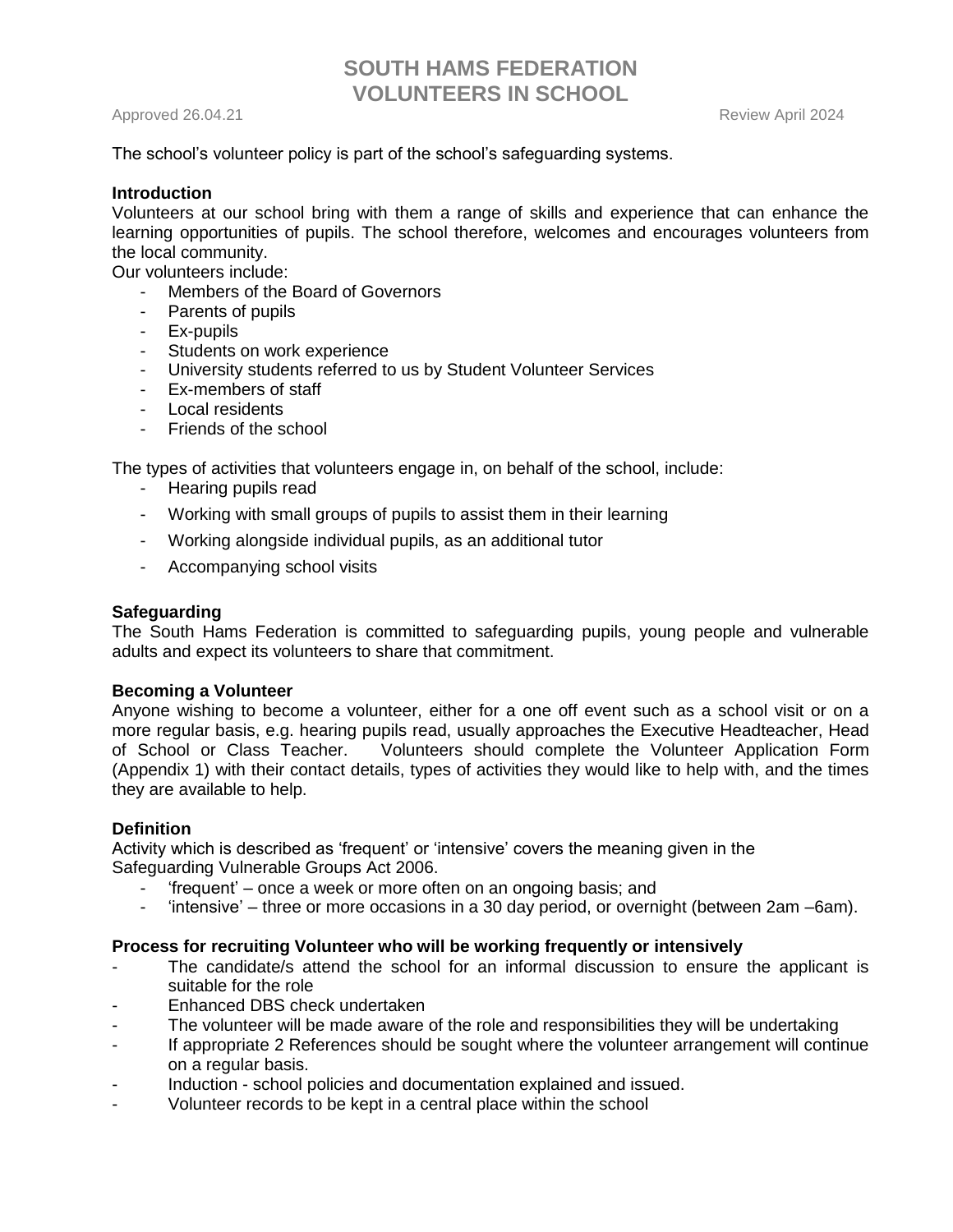# SOUTH HAMS FEDERATION
# VOLUNTEERS IN SCHOOL

Approved 26.04.21 Review April 2024

The school's volunteer policy is part of the school's safeguarding systems.

**Introduction**

Volunteers at our school bring with them a range of skills and experience that can enhance the learning opportunities of pupils. The school therefore, welcomes and encourages volunteers from the local community.

Our volunteers include:

- Members of the Board of Governors
- Parents of pupils
- Ex-pupils
- Students on work experience
- University students referred to us by Student Volunteer Services
- Ex-members of staff
- Local residents
- Friends of the school

The types of activities that volunteers engage in, on behalf of the school, include:

- Hearing pupils read
- Working with small groups of pupils to assist them in their learning
- Working alongside individual pupils, as an additional tutor
- Accompanying school visits

**Safeguarding**

The South Hams Federation is committed to safeguarding pupils, young people and vulnerable adults and expect its volunteers to share that commitment.

**Becoming a Volunteer**

Anyone wishing to become a volunteer, either for a one off event such as a school visit or on a more regular basis, e.g. hearing pupils read, usually approaches the Executive Headteacher, Head of School or Class Teacher. Volunteers should complete the Volunteer Application Form (Appendix 1) with their contact details, types of activities they would like to help with, and the times they are available to help.

**Definition**

Activity which is described as 'frequent' or 'intensive' covers the meaning given in the Safeguarding Vulnerable Groups Act 2006.

- 'frequent' – once a week or more often on an ongoing basis; and
- 'intensive' – three or more occasions in a 30 day period, or overnight (between 2am –6am).

**Process for recruiting Volunteer who will be working frequently or intensively**

- The candidate/s attend the school for an informal discussion to ensure the applicant is suitable for the role
- Enhanced DBS check undertaken
- The volunteer will be made aware of the role and responsibilities they will be undertaking
- If appropriate 2 References should be sought where the volunteer arrangement will continue on a regular basis.
- Induction - school policies and documentation explained and issued.
- Volunteer records to be kept in a central place within the school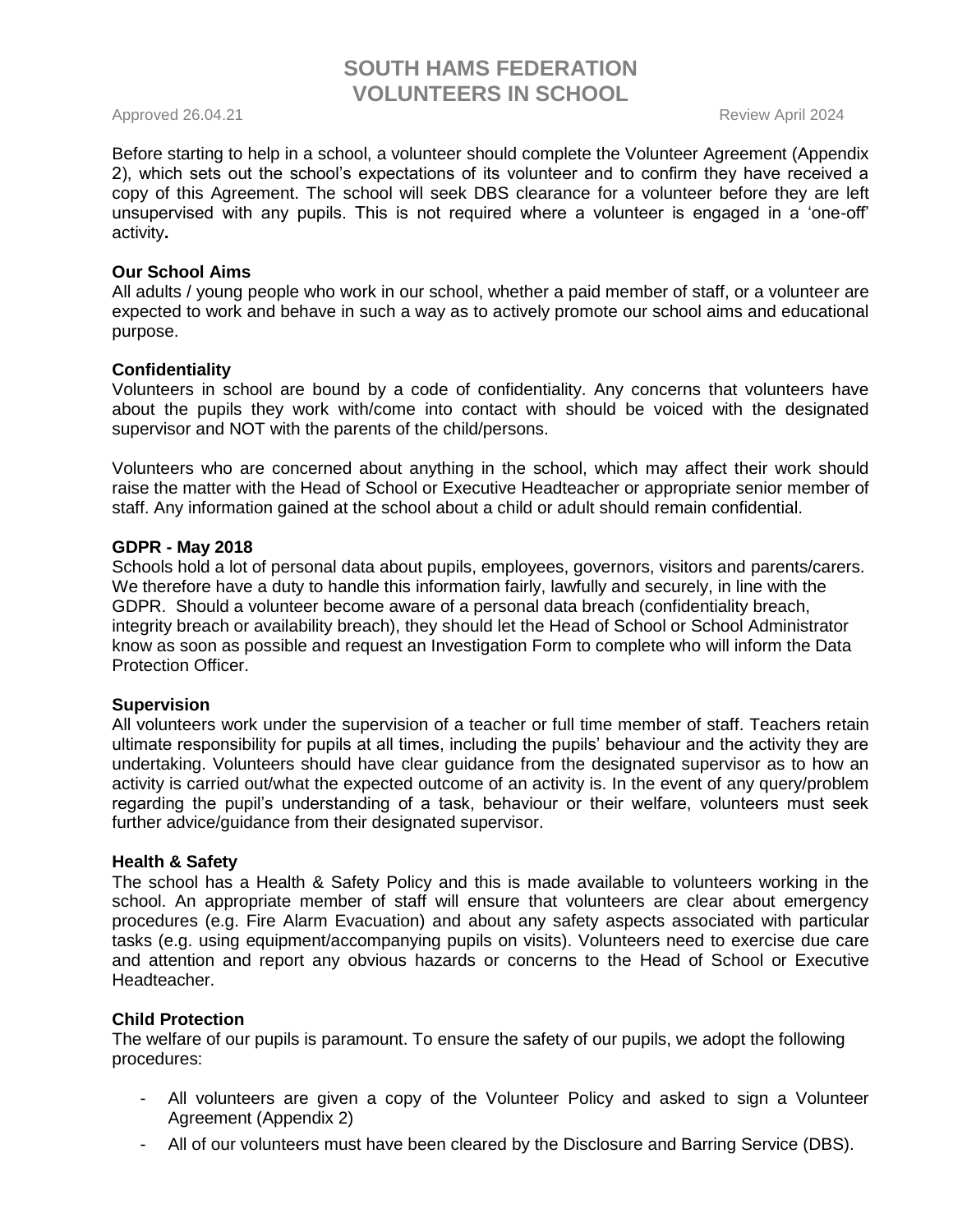# SOUTH HAMS FEDERATION
# VOLUNTEERS IN SCHOOL

Approved 26.04.21 Review April 2024

Before starting to help in a school, a volunteer should complete the Volunteer Agreement (Appendix 2), which sets out the school's expectations of its volunteer and to confirm they have received a copy of this Agreement. The school will seek DBS clearance for a volunteer before they are left unsupervised with any pupils. This is not required where a volunteer is engaged in a 'one-off' activity**.**

**Our School Aims**

All adults / young people who work in our school, whether a paid member of staff, or a volunteer are expected to work and behave in such a way as to actively promote our school aims and educational purpose.

**Confidentiality**

Volunteers in school are bound by a code of confidentiality. Any concerns that volunteers have about the pupils they work with/come into contact with should be voiced with the designated supervisor and NOT with the parents of the child/persons.

Volunteers who are concerned about anything in the school, which may affect their work should raise the matter with the Head of School or Executive Headteacher or appropriate senior member of staff. Any information gained at the school about a child or adult should remain confidential.

**GDPR - May 2018**

Schools hold a lot of personal data about pupils, employees, governors, visitors and parents/carers. We therefore have a duty to handle this information fairly, lawfully and securely, in line with the GDPR. Should a volunteer become aware of a personal data breach (confidentiality breach, integrity breach or availability breach), they should let the Head of School or School Administrator know as soon as possible and request an Investigation Form to complete who will inform the Data Protection Officer.

**Supervision**

All volunteers work under the supervision of a teacher or full time member of staff. Teachers retain ultimate responsibility for pupils at all times, including the pupils' behaviour and the activity they are undertaking. Volunteers should have clear guidance from the designated supervisor as to how an activity is carried out/what the expected outcome of an activity is. In the event of any query/problem regarding the pupil's understanding of a task, behaviour or their welfare, volunteers must seek further advice/guidance from their designated supervisor.

**Health & Safety**

The school has a Health & Safety Policy and this is made available to volunteers working in the school. An appropriate member of staff will ensure that volunteers are clear about emergency procedures (e.g. Fire Alarm Evacuation) and about any safety aspects associated with particular tasks (e.g. using equipment/accompanying pupils on visits). Volunteers need to exercise due care and attention and report any obvious hazards or concerns to the Head of School or Executive Headteacher.

**Child Protection**

The welfare of our pupils is paramount. To ensure the safety of our pupils, we adopt the following procedures:

- All volunteers are given a copy of the Volunteer Policy and asked to sign a Volunteer Agreement (Appendix 2)
- All of our volunteers must have been cleared by the Disclosure and Barring Service (DBS).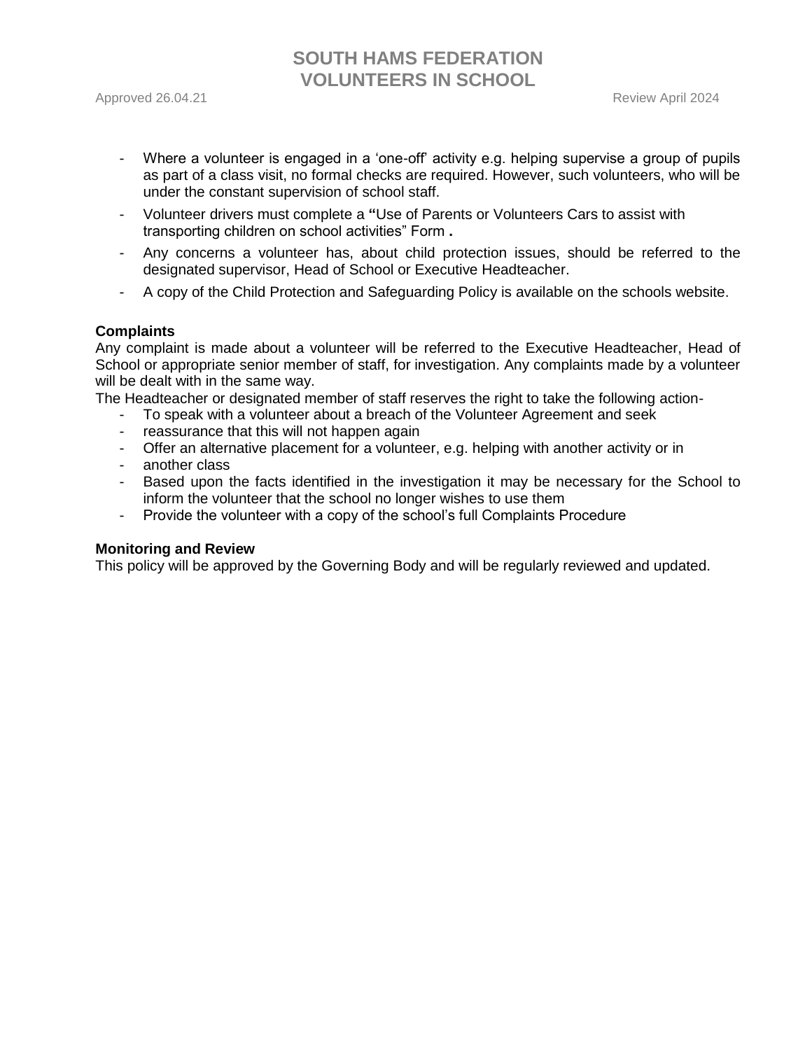- Where a volunteer is engaged in a 'one-off' activity e.g. helping supervise a group of pupils as part of a class visit, no formal checks are required. However, such volunteers, who will be under the constant supervision of school staff.
- Volunteer drivers must complete a **"**Use of Parents or Volunteers Cars to assist with transporting children on school activities" Form **.**
- Any concerns a volunteer has, about child protection issues, should be referred to the designated supervisor, Head of School or Executive Headteacher.
- A copy of the Child Protection and Safeguarding Policy is available on the schools website.

**Complaints**

Any complaint is made about a volunteer will be referred to the Executive Headteacher, Head of School or appropriate senior member of staff, for investigation. Any complaints made by a volunteer will be dealt with in the same way.

The Headteacher or designated member of staff reserves the right to take the following action-

- To speak with a volunteer about a breach of the Volunteer Agreement and seek
- reassurance that this will not happen again
- Offer an alternative placement for a volunteer, e.g. helping with another activity or in
- another class
- Based upon the facts identified in the investigation it may be necessary for the School to inform the volunteer that the school no longer wishes to use them
- Provide the volunteer with a copy of the school's full Complaints Procedure

**Monitoring and Review**

This policy will be approved by the Governing Body and will be regularly reviewed and updated.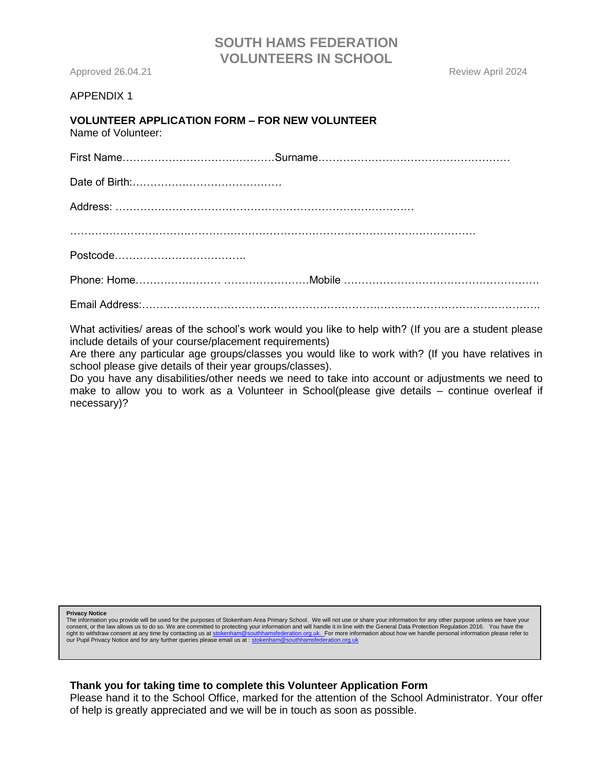# SOUTH HAMS FEDERATION
# VOLUNTEERS IN SCHOOL

Approved 26.04.21 Review April 2024

APPENDIX 1

**VOLUNTEER APPLICATION FORM – FOR NEW VOLUNTEER**

Name of Volunteer:

First Name……………………….…………Surname………………………………………………

Date of Birth:……………………………………

Address: ……………………………………………………………………………

…………………………………………………………………………………………………………

Postcode……………………………….

Phone: Home…………………… ……………………Mobile ………………………………………………

Email Address:…………………………………………………………………………………………………….

What activities/ areas of the school's work would you like to help with? (If you are a student please include details of your course/placement requirements)

Are there any particular age groups/classes you would like to work with? (If you have relatives in school please give details of their year groups/classes).

Do you have any disabilities/other needs we need to take into account or adjustments we need to make to allow you to work as a Volunteer in School(please give details – continue overleaf if necessary)?

**Privacy Notice**

The information you provide will be used for the purposes of Stokenham Area Primary School. We will not use or share your information for any other purpose unless we have your consent, or the law allows us to do so. We are committed to protecting your information and will handle it in line with the General Data Protection Regulation 2016. You have the right to withdraw consent at any time by contacting us at stokenham@southhamsfederation.org.uk. For more information about how we handle personal information please refer to our Pupil Privacy Notice and for any further queries please email us at : stokenham@southhamsfederation.org.uk

**Thank you for taking time to complete this Volunteer Application Form**

Please hand it to the School Office, marked for the attention of the School Administrator. Your offer of help is greatly appreciated and we will be in touch as soon as possible.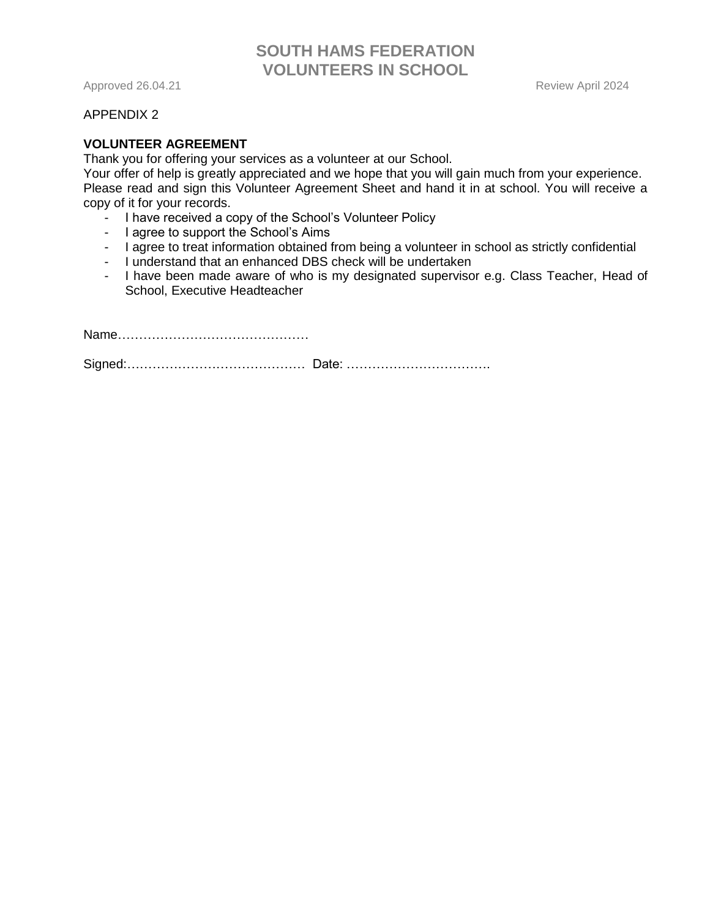APPENDIX 2

**VOLUNTEER AGREEMENT**

Thank you for offering your services as a volunteer at our School.
Your offer of help is greatly appreciated and we hope that you will gain much from your experience.
Please read and sign this Volunteer Agreement Sheet and hand it in at school. You will receive a copy of it for your records.

- I have received a copy of the School's Volunteer Policy
- I agree to support the School's Aims
- I agree to treat information obtained from being a volunteer in school as strictly confidential
- I understand that an enhanced DBS check will be undertaken
- I have been made aware of who is my designated supervisor e.g. Class Teacher, Head of School, Executive Headteacher

Name………………………………………

Signed:…………………………………… Date: …………………………….